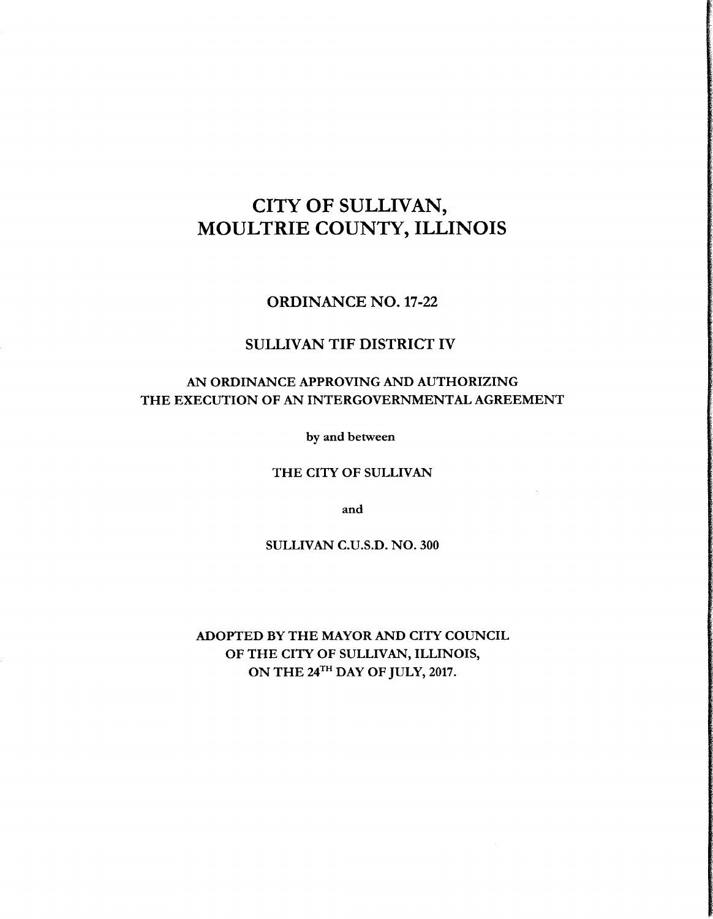# CITY OF SULLIVAN, MOULTRIE COUNTY, ILLINOIS

## ORDINANCE NO. 17-22

## SULLIVAN TIF DISTRICT IV

### AN ORDINANCE APPROVING AND AUTHORIZING THE EXECUTION OF AN INTERGOVERNMENTAL AGREEMENT

by and between

THE CITY OF SULLIVAN

and

SULLIVAN C.U.S.D. NO. 300

ADOPTED BY THE MAYOR AND CITY COUNCIL OF THE CITY OF SULLIVAN, ILLINOIS, ON THE 24TH DAY OF JULY, 2017.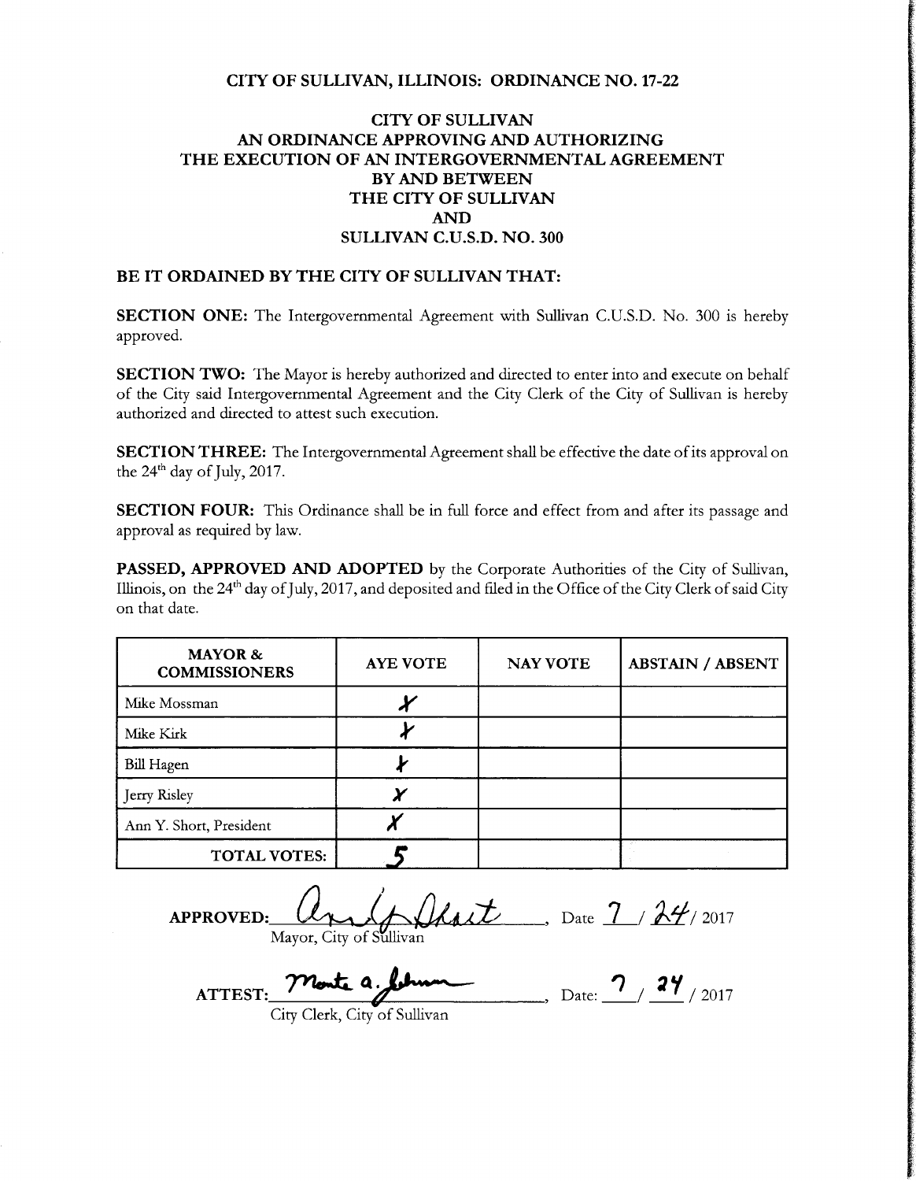**CITY OF SULLIVAN, ILLINOIS: ORDINANCE NO. 17-22**

**CITY OF SULLIVAN**
**AN ORDINANCE APPROVING AND AUTHORIZING**
**THE EXECUTION OF AN INTERGOVERNMENTAL AGREEMENT**
**BY AND BETWEEN**
**THE CITY OF SULLIVAN**
**AND**
**SULLIVAN C.U.S.D. NO. 300**

**BE IT ORDAINED BY THE CITY OF SULLIVAN THAT:**

**SECTION ONE:** The Intergovernmental Agreement with Sullivan C.U.S.D. No. 300 is hereby approved.

**SECTION TWO:** The Mayor is hereby authorized and directed to enter into and execute on behalf of the City said Intergovernmental Agreement and the City Clerk of the City of Sullivan is hereby authorized and directed to attest such execution.

**SECTION THREE:** The Intergovernmental Agreement shall be effective the date of its approval on the 24th day of July, 2017.

**SECTION FOUR:** This Ordinance shall be in full force and effect from and after its passage and approval as required by law.

**PASSED, APPROVED AND ADOPTED** by the Corporate Authorities of the City of Sullivan, Illinois, on the 24th day of July, 2017, and deposited and filed in the Office of the City Clerk of said City on that date.

| MAYOR & COMMISSIONERS | AYE VOTE | NAY VOTE | ABSTAIN / ABSENT |
|---|---|---|---|
| Mike Mossman | X | | |
| Mike Kirk | X | | |
| Bill Hagen | X | | |
| Jerry Risley | X | | |
| Ann Y. Short, President | X | | |
| TOTAL VOTES: | 5 | | |

APPROVED: Ann Y. Short, Date 7 / 24 / 2017
Mayor, City of Sullivan

ATTEST: Monte A. Johnson, Date: 7 / 24 / 2017
City Clerk, City of Sullivan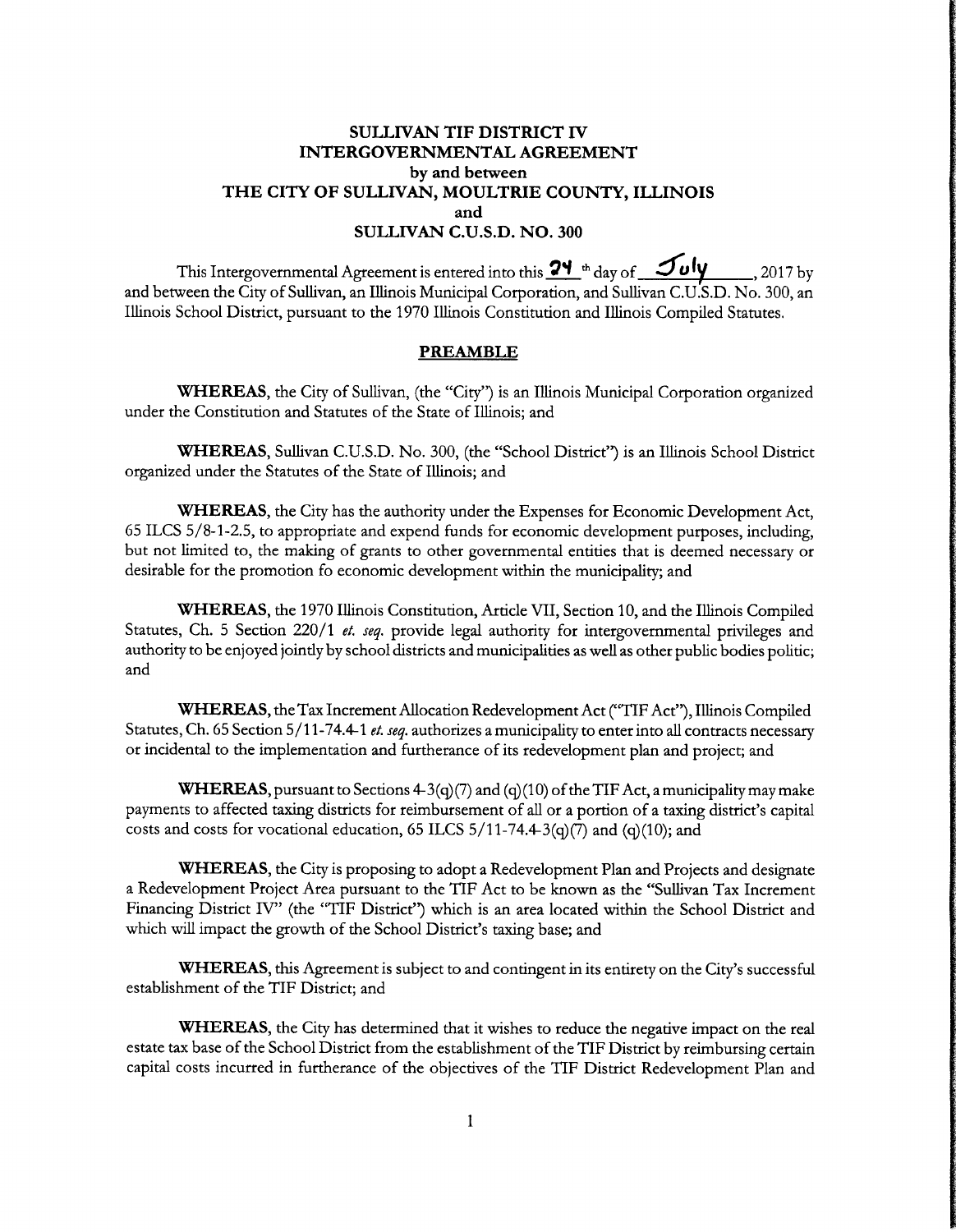# SULLIVAN TIF DISTRICT IV
# INTERGOVERNMENTAL AGREEMENT
## by and between
## THE CITY OF SULLIVAN, MOULTRIE COUNTY, ILLINOIS
## and
## SULLIVAN C.U.S.D. NO. 300

This Intergovernmental Agreement is entered into this 24 th day of July, 2017 by and between the City of Sullivan, an Illinois Municipal Corporation, and Sullivan C.U.S.D. No. 300, an Illinois School District, pursuant to the 1970 Illinois Constitution and Illinois Compiled Statutes.

## PREAMBLE

**WHEREAS**, the City of Sullivan, (the "City") is an Illinois Municipal Corporation organized under the Constitution and Statutes of the State of Illinois; and

**WHEREAS**, Sullivan C.U.S.D. No. 300, (the "School District") is an Illinois School District organized under the Statutes of the State of Illinois; and

**WHEREAS**, the City has the authority under the Expenses for Economic Development Act, 65 ILCS 5/8-1-2.5, to appropriate and expend funds for economic development purposes, including, but not limited to, the making of grants to other governmental entities that is deemed necessary or desirable for the promotion fo economic development within the municipality; and

**WHEREAS**, the 1970 Illinois Constitution, Article VII, Section 10, and the Illinois Compiled Statutes, Ch. 5 Section 220/1 *et. seq.* provide legal authority for intergovernmental privileges and authority to be enjoyed jointly by school districts and municipalities as well as other public bodies politic; and

**WHEREAS**, the Tax Increment Allocation Redevelopment Act ("TIF Act"), Illinois Compiled Statutes, Ch. 65 Section 5/11-74.4-1 *et. seq.* authorizes a municipality to enter into all contracts necessary or incidental to the implementation and furtherance of its redevelopment plan and project; and

**WHEREAS**, pursuant to Sections 4-3(q)(7) and (q)(10) of the TIF Act, a municipality may make payments to affected taxing districts for reimbursement of all or a portion of a taxing district's capital costs and costs for vocational education, 65 ILCS 5/11-74.4-3(q)(7) and (q)(10); and

**WHEREAS**, the City is proposing to adopt a Redevelopment Plan and Projects and designate a Redevelopment Project Area pursuant to the TIF Act to be known as the "Sullivan Tax Increment Financing District IV" (the "TIF District") which is an area located within the School District and which will impact the growth of the School District's taxing base; and

**WHEREAS**, this Agreement is subject to and contingent in its entirety on the City's successful establishment of the TIF District; and

**WHEREAS**, the City has determined that it wishes to reduce the negative impact on the real estate tax base of the School District from the establishment of the TIF District by reimbursing certain capital costs incurred in furtherance of the objectives of the TIF District Redevelopment Plan and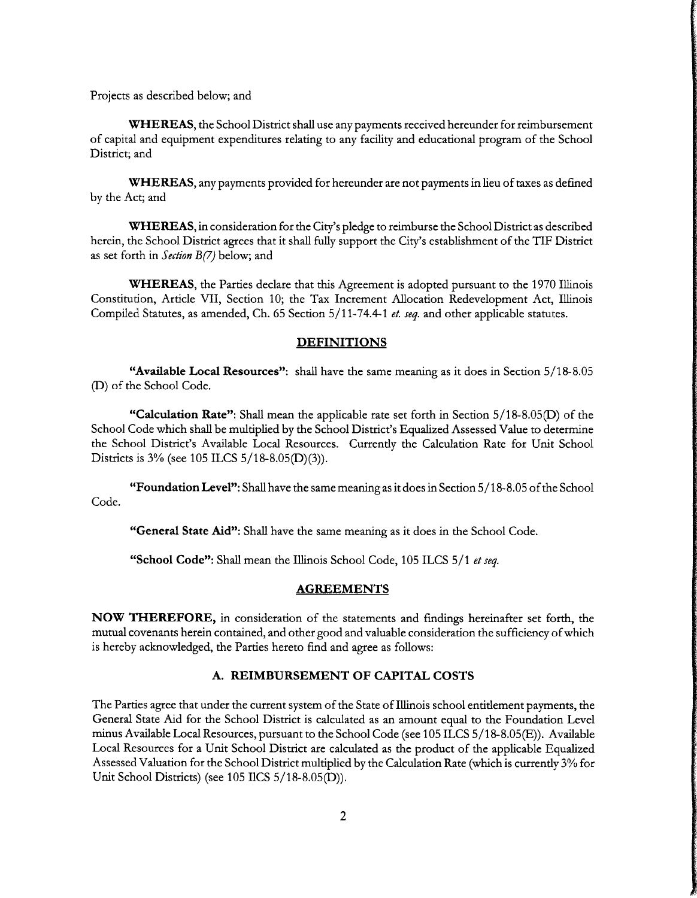Projects as described below; and

**WHEREAS**, the School District shall use any payments received hereunder for reimbursement of capital and equipment expenditures relating to any facility and educational program of the School District; and

**WHEREAS**, any payments provided for hereunder are not payments in lieu of taxes as defined by the Act; and

**WHEREAS**, in consideration for the City's pledge to reimburse the School District as described herein, the School District agrees that it shall fully support the City's establishment of the TIF District as set forth in *Section B(7)* below; and

**WHEREAS**, the Parties declare that this Agreement is adopted pursuant to the 1970 Illinois Constitution, Article VII, Section 10; the Tax Increment Allocation Redevelopment Act, Illinois Compiled Statutes, as amended, Ch. 65 Section 5/11-74.4-1 *et. seq.* and other applicable statutes.

## DEFINITIONS

**"Available Local Resources"**: shall have the same meaning as it does in Section 5/18-8.05 (D) of the School Code.

**"Calculation Rate"**: Shall mean the applicable rate set forth in Section 5/18-8.05(D) of the School Code which shall be multiplied by the School District's Equalized Assessed Value to determine the School District's Available Local Resources. Currently the Calculation Rate for Unit School Districts is 3% (see 105 ILCS 5/18-8.05(D)(3)).

**"Foundation Level"**: Shall have the same meaning as it does in Section 5/18-8.05 of the School Code.

**"General State Aid"**: Shall have the same meaning as it does in the School Code.

**"School Code"**: Shall mean the Illinois School Code, 105 ILCS 5/1 *et seq.*

## AGREEMENTS

**NOW THEREFORE,** in consideration of the statements and findings hereinafter set forth, the mutual covenants herein contained, and other good and valuable consideration the sufficiency of which is hereby acknowledged, the Parties hereto find and agree as follows:

### A. REIMBURSEMENT OF CAPITAL COSTS

The Parties agree that under the current system of the State of Illinois school entitlement payments, the General State Aid for the School District is calculated as an amount equal to the Foundation Level minus Available Local Resources, pursuant to the School Code (see 105 ILCS 5/18-8.05(E)). Available Local Resources for a Unit School District are calculated as the product of the applicable Equalized Assessed Valuation for the School District multiplied by the Calculation Rate (which is currently 3% for Unit School Districts) (see 105 IlCS 5/18-8.05(D)).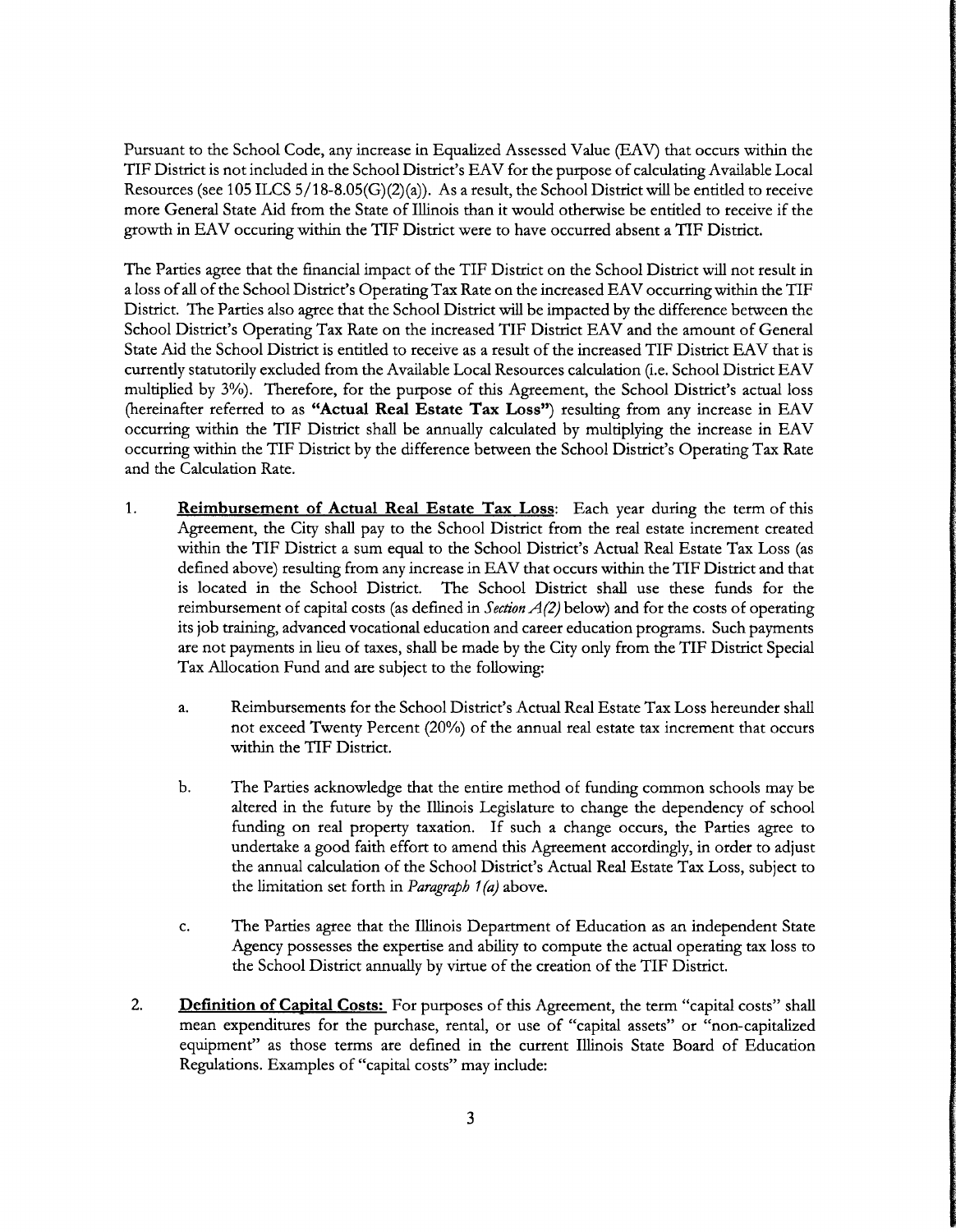Pursuant to the School Code, any increase in Equalized Assessed Value (EAV) that occurs within the TIF District is not included in the School District's EAV for the purpose of calculating Available Local Resources (see 105 ILCS 5/18-8.05(G)(2)(a)). As a result, the School District will be entitled to receive more General State Aid from the State of Illinois than it would otherwise be entitled to receive if the growth in EAV occuring within the TIF District were to have occurred absent a TIF District.

The Parties agree that the financial impact of the TIF District on the School District will not result in a loss of all of the School District's Operating Tax Rate on the increased EAV occurring within the TIF District. The Parties also agree that the School District will be impacted by the difference between the School District's Operating Tax Rate on the increased TIF District EAV and the amount of General State Aid the School District is entitled to receive as a result of the increased TIF District EAV that is currently statutorily excluded from the Available Local Resources calculation (i.e. School District EAV multiplied by 3%). Therefore, for the purpose of this Agreement, the School District's actual loss (hereinafter referred to as **"Actual Real Estate Tax Loss"**) resulting from any increase in EAV occurring within the TIF District shall be annually calculated by multiplying the increase in EAV occurring within the TIF District by the difference between the School District's Operating Tax Rate and the Calculation Rate.

1. **Reimbursement of Actual Real Estate Tax Loss**: Each year during the term of this Agreement, the City shall pay to the School District from the real estate increment created within the TIF District a sum equal to the School District's Actual Real Estate Tax Loss (as defined above) resulting from any increase in EAV that occurs within the TIF District and that is located in the School District. The School District shall use these funds for the reimbursement of capital costs (as defined in *Section A(2)* below) and for the costs of operating its job training, advanced vocational education and career education programs. Such payments are not payments in lieu of taxes, shall be made by the City only from the TIF District Special Tax Allocation Fund and are subject to the following:

   a. Reimbursements for the School District's Actual Real Estate Tax Loss hereunder shall not exceed Twenty Percent (20%) of the annual real estate tax increment that occurs within the TIF District.

   b. The Parties acknowledge that the entire method of funding common schools may be altered in the future by the Illinois Legislature to change the dependency of school funding on real property taxation. If such a change occurs, the Parties agree to undertake a good faith effort to amend this Agreement accordingly, in order to adjust the annual calculation of the School District's Actual Real Estate Tax Loss, subject to the limitation set forth in *Paragraph 1(a)* above.

   c. The Parties agree that the Illinois Department of Education as an independent State Agency possesses the expertise and ability to compute the actual operating tax loss to the School District annually by virtue of the creation of the TIF District.

2. **Definition of Capital Costs:** For purposes of this Agreement, the term "capital costs" shall mean expenditures for the purchase, rental, or use of "capital assets" or "non-capitalized equipment" as those terms are defined in the current Illinois State Board of Education Regulations. Examples of "capital costs" may include: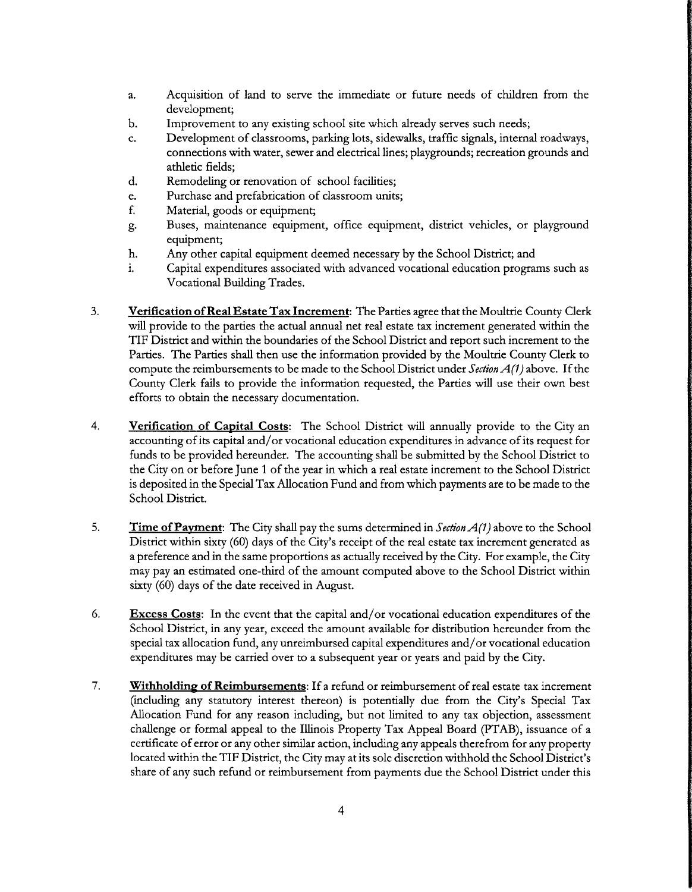a. Acquisition of land to serve the immediate or future needs of children from the development;
b. Improvement to any existing school site which already serves such needs;
c. Development of classrooms, parking lots, sidewalks, traffic signals, internal roadways, connections with water, sewer and electrical lines; playgrounds; recreation grounds and athletic fields;
d. Remodeling or renovation of school facilities;
e. Purchase and prefabrication of classroom units;
f. Material, goods or equipment;
g. Buses, maintenance equipment, office equipment, district vehicles, or playground equipment;
h. Any other capital equipment deemed necessary by the School District; and
i. Capital expenditures associated with advanced vocational education programs such as Vocational Building Trades.

3. **Verification of Real Estate Tax Increment**: The Parties agree that the Moultrie County Clerk will provide to the parties the actual annual net real estate tax increment generated within the TIF District and within the boundaries of the School District and report such increment to the Parties. The Parties shall then use the information provided by the Moultrie County Clerk to compute the reimbursements to be made to the School District under *Section A(1)* above. If the County Clerk fails to provide the information requested, the Parties will use their own best efforts to obtain the necessary documentation.

4. **Verification of Capital Costs**: The School District will annually provide to the City an accounting of its capital and/or vocational education expenditures in advance of its request for funds to be provided hereunder. The accounting shall be submitted by the School District to the City on or before June 1 of the year in which a real estate increment to the School District is deposited in the Special Tax Allocation Fund and from which payments are to be made to the School District.

5. **Time of Payment**: The City shall pay the sums determined in *Section A(1)* above to the School District within sixty (60) days of the City's receipt of the real estate tax increment generated as a preference and in the same proportions as actually received by the City. For example, the City may pay an estimated one-third of the amount computed above to the School District within sixty (60) days of the date received in August.

6. **Excess Costs**: In the event that the capital and/or vocational education expenditures of the School District, in any year, exceed the amount available for distribution hereunder from the special tax allocation fund, any unreimbursed capital expenditures and/or vocational education expenditures may be carried over to a subsequent year or years and paid by the City.

7. **Withholding of Reimbursements**: If a refund or reimbursement of real estate tax increment (including any statutory interest thereon) is potentially due from the City's Special Tax Allocation Fund for any reason including, but not limited to any tax objection, assessment challenge or formal appeal to the Illinois Property Tax Appeal Board (PTAB), issuance of a certificate of error or any other similar action, including any appeals therefrom for any property located within the TIF District, the City may at its sole discretion withhold the School District's share of any such refund or reimbursement from payments due the School District under this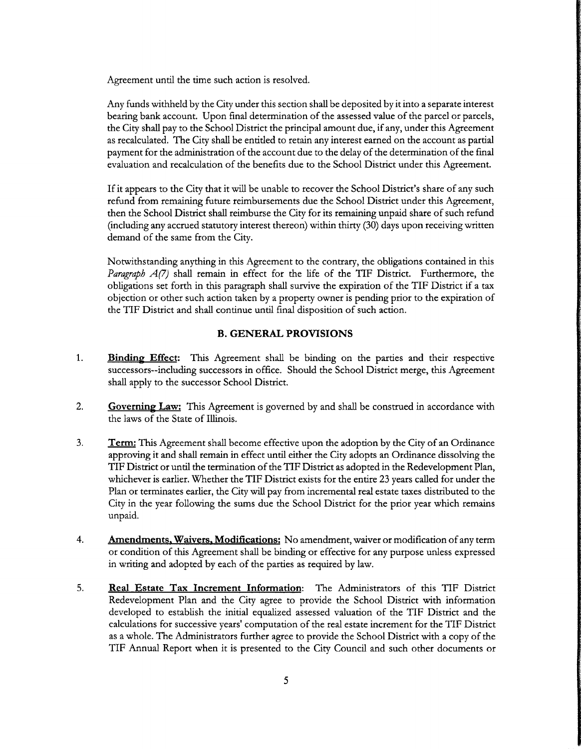Agreement until the time such action is resolved.

Any funds withheld by the City under this section shall be deposited by it into a separate interest bearing bank account. Upon final determination of the assessed value of the parcel or parcels, the City shall pay to the School District the principal amount due, if any, under this Agreement as recalculated. The City shall be entitled to retain any interest earned on the account as partial payment for the administration of the account due to the delay of the determination of the final evaluation and recalculation of the benefits due to the School District under this Agreement.

If it appears to the City that it will be unable to recover the School District's share of any such refund from remaining future reimbursements due the School District under this Agreement, then the School District shall reimburse the City for its remaining unpaid share of such refund (including any accrued statutory interest thereon) within thirty (30) days upon receiving written demand of the same from the City.

Notwithstanding anything in this Agreement to the contrary, the obligations contained in this *Paragraph A(7)* shall remain in effect for the life of the TIF District. Furthermore, the obligations set forth in this paragraph shall survive the expiration of the TIF District if a tax objection or other such action taken by a property owner is pending prior to the expiration of the TIF District and shall continue until final disposition of such action.

## B. GENERAL PROVISIONS

1. **Binding Effect:** This Agreement shall be binding on the parties and their respective successors--including successors in office. Should the School District merge, this Agreement shall apply to the successor School District.

2. **Governing Law:** This Agreement is governed by and shall be construed in accordance with the laws of the State of Illinois.

3. **Term:** This Agreement shall become effective upon the adoption by the City of an Ordinance approving it and shall remain in effect until either the City adopts an Ordinance dissolving the TIF District or until the termination of the TIF District as adopted in the Redevelopment Plan, whichever is earlier. Whether the TIF District exists for the entire 23 years called for under the Plan or terminates earlier, the City will pay from incremental real estate taxes distributed to the City in the year following the sums due the School District for the prior year which remains unpaid.

4. **Amendments, Waivers, Modifications:** No amendment, waiver or modification of any term or condition of this Agreement shall be binding or effective for any purpose unless expressed in writing and adopted by each of the parties as required by law.

5. **Real Estate Tax Increment Information**: The Administrators of this TIF District Redevelopment Plan and the City agree to provide the School District with information developed to establish the initial equalized assessed valuation of the TIF District and the calculations for successive years' computation of the real estate increment for the TIF District as a whole. The Administrators further agree to provide the School District with a copy of the TIF Annual Report when it is presented to the City Council and such other documents or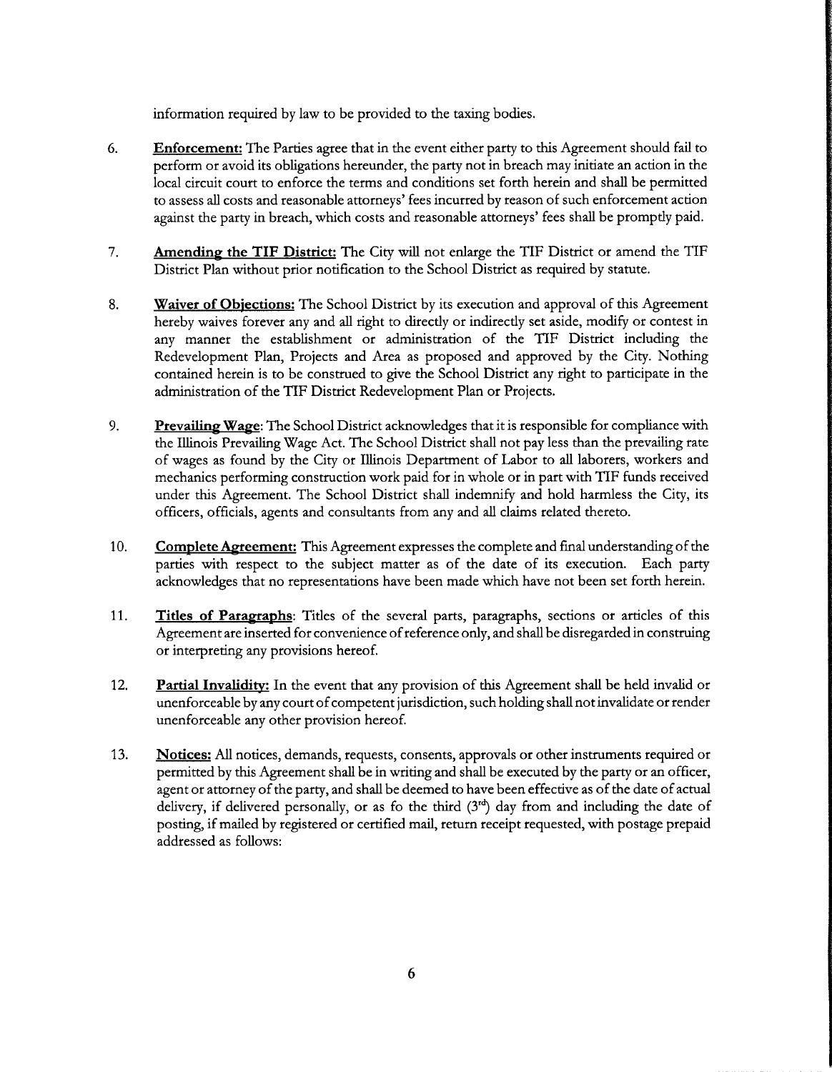information required by law to be provided to the taxing bodies.

6. **Enforcement:** The Parties agree that in the event either party to this Agreement should fail to perform or avoid its obligations hereunder, the party not in breach may initiate an action in the local circuit court to enforce the terms and conditions set forth herein and shall be permitted to assess all costs and reasonable attorneys' fees incurred by reason of such enforcement action against the party in breach, which costs and reasonable attorneys' fees shall be promptly paid.

7. **Amending the TIF District:** The City will not enlarge the TIF District or amend the TIF District Plan without prior notification to the School District as required by statute.

8. **Waiver of Objections:** The School District by its execution and approval of this Agreement hereby waives forever any and all right to directly or indirectly set aside, modify or contest in any manner the establishment or administration of the TIF District including the Redevelopment Plan, Projects and Area as proposed and approved by the City. Nothing contained herein is to be construed to give the School District any right to participate in the administration of the TIF District Redevelopment Plan or Projects.

9. **Prevailing Wage**: The School District acknowledges that it is responsible for compliance with the Illinois Prevailing Wage Act. The School District shall not pay less than the prevailing rate of wages as found by the City or Illinois Department of Labor to all laborers, workers and mechanics performing construction work paid for in whole or in part with TIF funds received under this Agreement. The School District shall indemnify and hold harmless the City, its officers, officials, agents and consultants from any and all claims related thereto.

10. **Complete Agreement:** This Agreement expresses the complete and final understanding of the parties with respect to the subject matter as of the date of its execution. Each party acknowledges that no representations have been made which have not been set forth herein.

11. **Titles of Paragraphs**: Titles of the several parts, paragraphs, sections or articles of this Agreement are inserted for convenience of reference only, and shall be disregarded in construing or interpreting any provisions hereof.

12. **Partial Invalidity:** In the event that any provision of this Agreement shall be held invalid or unenforceable by any court of competent jurisdiction, such holding shall not invalidate or render unenforceable any other provision hereof.

13. **Notices:** All notices, demands, requests, consents, approvals or other instruments required or permitted by this Agreement shall be in writing and shall be executed by the party or an officer, agent or attorney of the party, and shall be deemed to have been effective as of the date of actual delivery, if delivered personally, or as fo the third (3rd) day from and including the date of posting, if mailed by registered or certified mail, return receipt requested, with postage prepaid addressed as follows: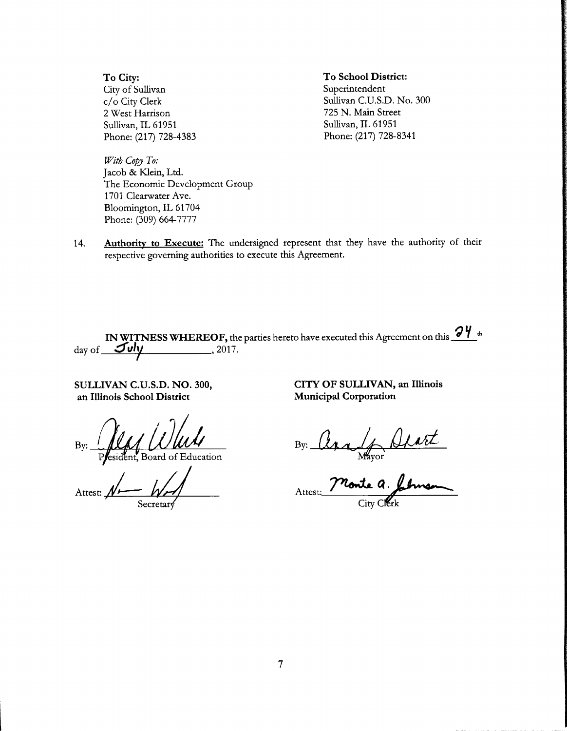**To City:**
City of Sullivan
c/o City Clerk
2 West Harrison
Sullivan, IL 61951
Phone: (217) 728-4383

*With Copy To:*
Jacob & Klein, Ltd.
The Economic Development Group
1701 Clearwater Ave.
Bloomington, IL 61704
Phone: (309) 664-7777

**To School District:**
Superintendent
Sullivan C.U.S.D. No. 300
725 N. Main Street
Sullivan, IL 61951
Phone: (217) 728-8341

14. **Authority to Execute:** The undersigned represent that they have the authority of their respective governing authorities to execute this Agreement.

**IN WITNESS WHEREOF,** the parties hereto have executed this Agreement on this 24 th day of July, 2017.

**SULLIVAN C.U.S.D. NO. 300, an Illinois School District**

By: ______________________
President, Board of Education

Attest: ______________________
Secretary

**CITY OF SULLIVAN, an Illinois Municipal Corporation**

By: ______________________
Mayor

Attest: Monte A. Johnson
City Clerk